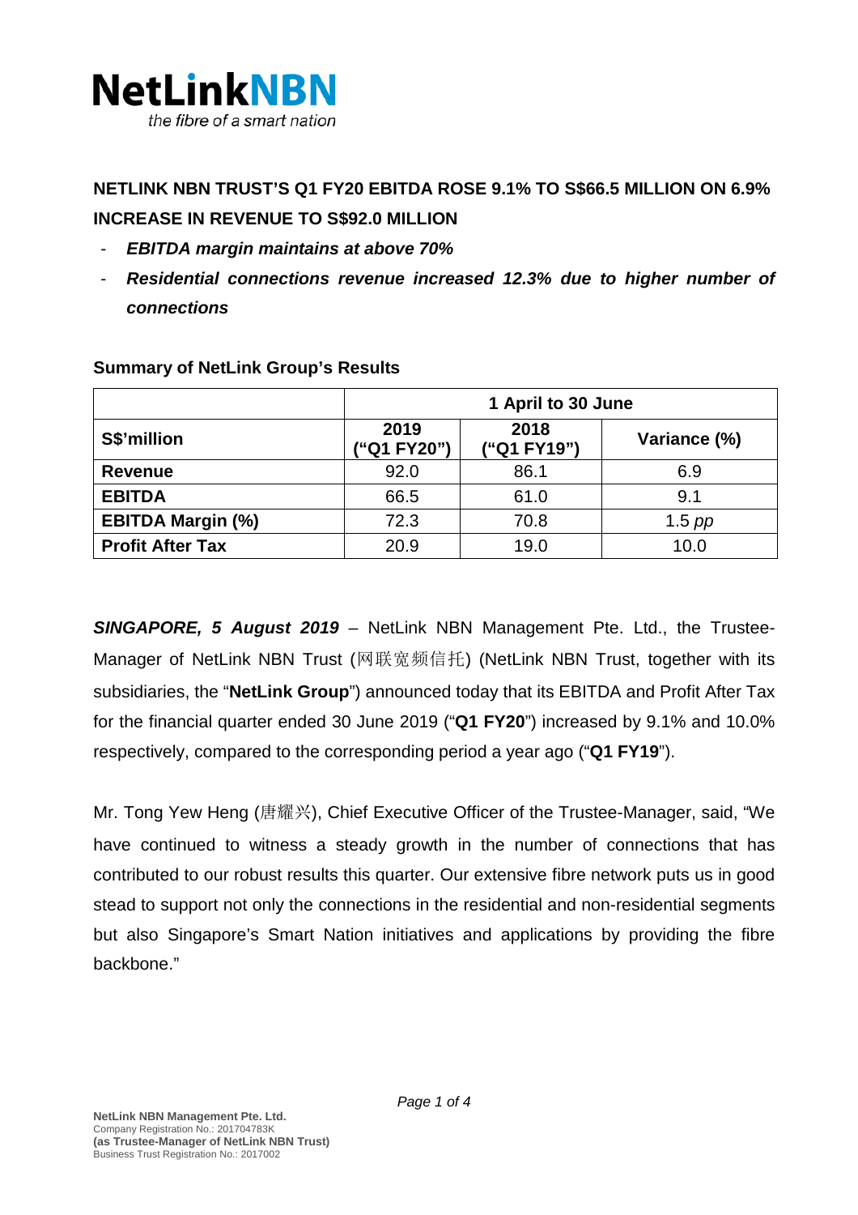NetLinkNBN

*the fibre of a smart nation*

**NETLINK NBN TRUST'S Q1 FY20 EBITDA ROSE 9.1% TO S$66.5 MILLION ON 6.9% INCREASE IN REVENUE TO S$92.0 MILLION**

- ***EBITDA margin maintains at above 70%***
- ***Residential connections revenue increased 12.3% due to higher number of connections***

**Summary of NetLink Group's Results**

| | 1 April to 30 June | | |
|---|---|---|---|
| **S$'million** | **2019 ("Q1 FY20")** | **2018 ("Q1 FY19")** | **Variance (%)** |
| **Revenue** | 92.0 | 86.1 | 6.9 |
| **EBITDA** | 66.5 | 61.0 | 9.1 |
| **EBITDA Margin (%)** | 72.3 | 70.8 | 1.5 *pp* |
| **Profit After Tax** | 20.9 | 19.0 | 10.0 |

***SINGAPORE, 5 August 2019*** – NetLink NBN Management Pte. Ltd., the Trustee-Manager of NetLink NBN Trust (网联宽频信托) (NetLink NBN Trust, together with its subsidiaries, the "**NetLink Group**") announced today that its EBITDA and Profit After Tax for the financial quarter ended 30 June 2019 ("**Q1 FY20**") increased by 9.1% and 10.0% respectively, compared to the corresponding period a year ago ("**Q1 FY19**").

Mr. Tong Yew Heng (唐耀兴), Chief Executive Officer of the Trustee-Manager, said, "We have continued to witness a steady growth in the number of connections that has contributed to our robust results this quarter. Our extensive fibre network puts us in good stead to support not only the connections in the residential and non-residential segments but also Singapore's Smart Nation initiatives and applications by providing the fibre backbone."

**NetLink NBN Management Pte. Ltd.**
Company Registration No.: 201704783K
**(as Trustee-Manager of NetLink NBN Trust)**
Business Trust Registration No.: 2017002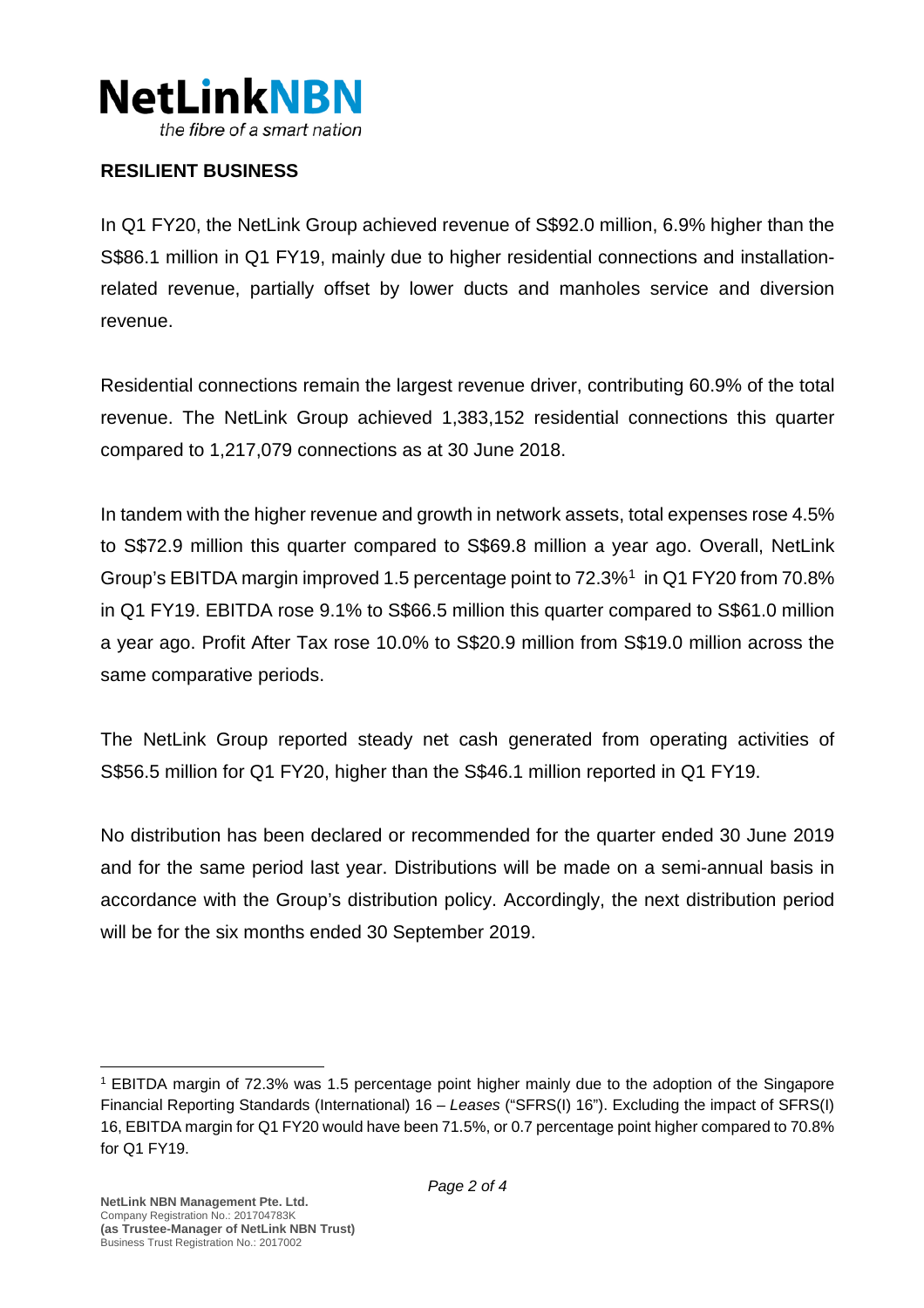## RESILIENT BUSINESS

In Q1 FY20, the NetLink Group achieved revenue of S$92.0 million, 6.9% higher than the S$86.1 million in Q1 FY19, mainly due to higher residential connections and installation-related revenue, partially offset by lower ducts and manholes service and diversion revenue.

Residential connections remain the largest revenue driver, contributing 60.9% of the total revenue. The NetLink Group achieved 1,383,152 residential connections this quarter compared to 1,217,079 connections as at 30 June 2018.

In tandem with the higher revenue and growth in network assets, total expenses rose 4.5% to S$72.9 million this quarter compared to S$69.8 million a year ago. Overall, NetLink Group's EBITDA margin improved 1.5 percentage point to 72.3%[1] in Q1 FY20 from 70.8% in Q1 FY19. EBITDA rose 9.1% to S$66.5 million this quarter compared to S$61.0 million a year ago. Profit After Tax rose 10.0% to S$20.9 million from S$19.0 million across the same comparative periods.

The NetLink Group reported steady net cash generated from operating activities of S$56.5 million for Q1 FY20, higher than the S$46.1 million reported in Q1 FY19.

No distribution has been declared or recommended for the quarter ended 30 June 2019 and for the same period last year. Distributions will be made on a semi-annual basis in accordance with the Group's distribution policy. Accordingly, the next distribution period will be for the six months ended 30 September 2019.

---

[1] EBITDA margin of 72.3% was 1.5 percentage point higher mainly due to the adoption of the Singapore Financial Reporting Standards (International) 16 – *Leases* ("SFRS(I) 16"). Excluding the impact of SFRS(I) 16, EBITDA margin for Q1 FY20 would have been 71.5%, or 0.7 percentage point higher compared to 70.8% for Q1 FY19.

**NetLink NBN Management Pte. Ltd.**
Company Registration No.: 201704783K
**(as Trustee-Manager of NetLink NBN Trust)**
Business Trust Registration No.: 2017002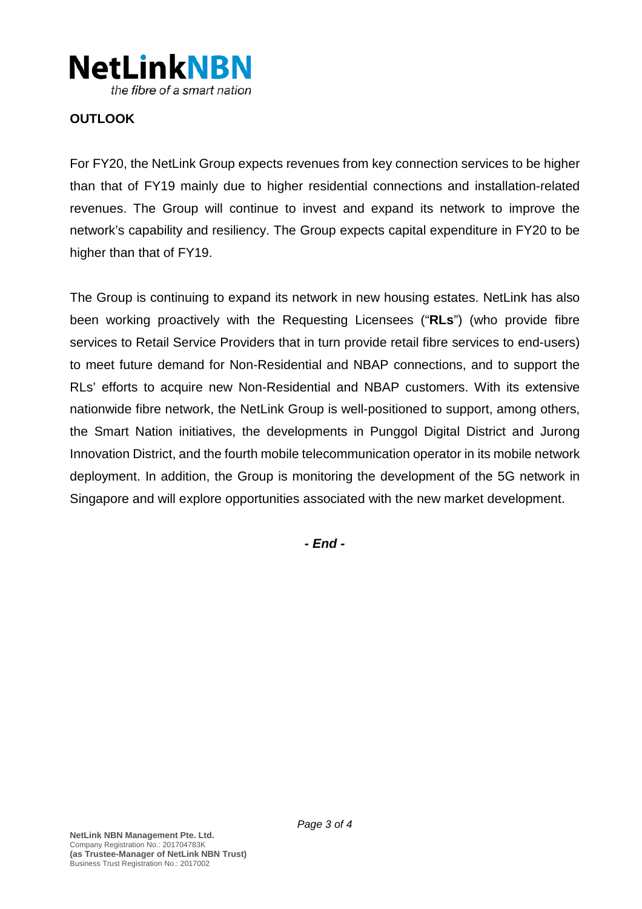## OUTLOOK

For FY20, the NetLink Group expects revenues from key connection services to be higher than that of FY19 mainly due to higher residential connections and installation-related revenues. The Group will continue to invest and expand its network to improve the network's capability and resiliency. The Group expects capital expenditure in FY20 to be higher than that of FY19.

The Group is continuing to expand its network in new housing estates. NetLink has also been working proactively with the Requesting Licensees ("**RLs**") (who provide fibre services to Retail Service Providers that in turn provide retail fibre services to end-users) to meet future demand for Non-Residential and NBAP connections, and to support the RLs' efforts to acquire new Non-Residential and NBAP customers. With its extensive nationwide fibre network, the NetLink Group is well-positioned to support, among others, the Smart Nation initiatives, the developments in Punggol Digital District and Jurong Innovation District, and the fourth mobile telecommunication operator in its mobile network deployment. In addition, the Group is monitoring the development of the 5G network in Singapore and will explore opportunities associated with the new market development.

***- End -***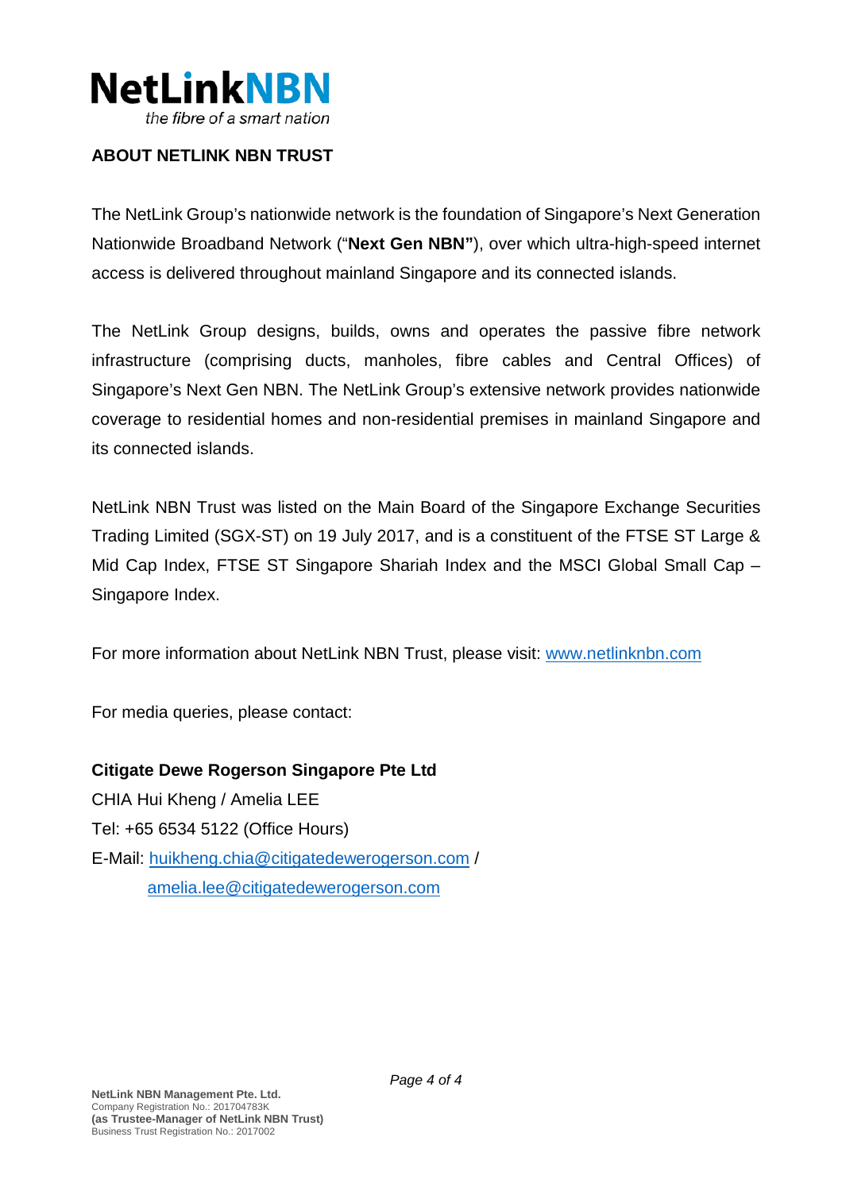## ABOUT NETLINK NBN TRUST

The NetLink Group's nationwide network is the foundation of Singapore's Next Generation Nationwide Broadband Network ("**Next Gen NBN"**), over which ultra-high-speed internet access is delivered throughout mainland Singapore and its connected islands.

The NetLink Group designs, builds, owns and operates the passive fibre network infrastructure (comprising ducts, manholes, fibre cables and Central Offices) of Singapore's Next Gen NBN. The NetLink Group's extensive network provides nationwide coverage to residential homes and non-residential premises in mainland Singapore and its connected islands.

NetLink NBN Trust was listed on the Main Board of the Singapore Exchange Securities Trading Limited (SGX-ST) on 19 July 2017, and is a constituent of the FTSE ST Large & Mid Cap Index, FTSE ST Singapore Shariah Index and the MSCI Global Small Cap – Singapore Index.

For more information about NetLink NBN Trust, please visit: www.netlinknbn.com

For media queries, please contact:

**Citigate Dewe Rogerson Singapore Pte Ltd**
CHIA Hui Kheng / Amelia LEE
Tel: +65 6534 5122 (Office Hours)
E-Mail: huikheng.chia@citigatedewerogerson.com /
amelia.lee@citigatedewerogerson.com

**NetLink NBN Management Pte. Ltd.**
Company Registration No.: 201704783K
**(as Trustee-Manager of NetLink NBN Trust)**
Business Trust Registration No.: 2017002